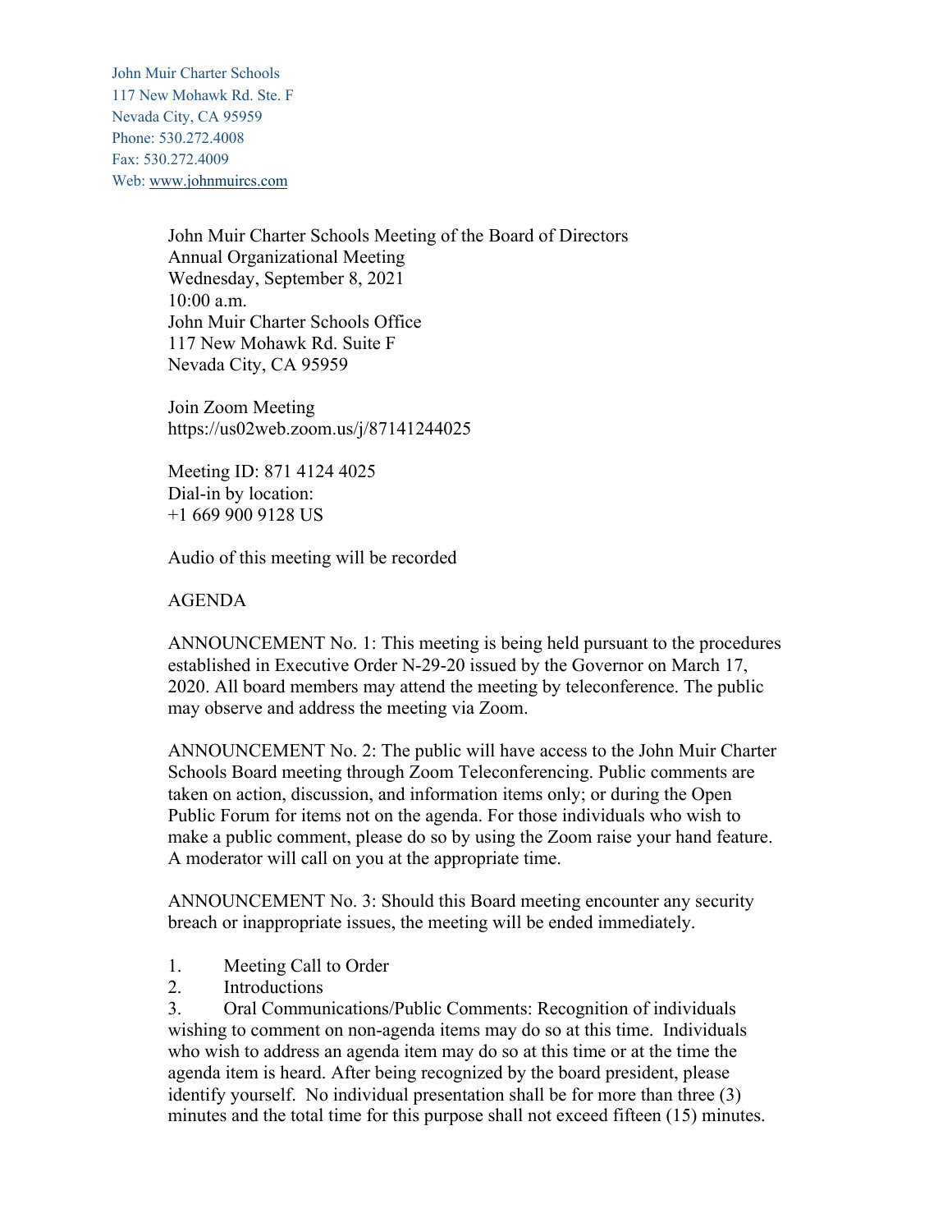John Muir Charter Schools
117 New Mohawk Rd. Ste. F
Nevada City, CA 95959
Phone: 530.272.4008
Fax: 530.272.4009
Web: www.johnmuircs.com

John Muir Charter Schools Meeting of the Board of Directors
Annual Organizational Meeting
Wednesday, September 8, 2021
10:00 a.m.
John Muir Charter Schools Office
117 New Mohawk Rd. Suite F
Nevada City, CA 95959

Join Zoom Meeting
https://us02web.zoom.us/j/87141244025

Meeting ID: 871 4124 4025
Dial-in by location:
+1 669 900 9128 US

Audio of this meeting will be recorded

AGENDA

ANNOUNCEMENT No. 1: This meeting is being held pursuant to the procedures established in Executive Order N-29-20 issued by the Governor on March 17, 2020. All board members may attend the meeting by teleconference. The public may observe and address the meeting via Zoom.

ANNOUNCEMENT No. 2: The public will have access to the John Muir Charter Schools Board meeting through Zoom Teleconferencing. Public comments are taken on action, discussion, and information items only; or during the Open Public Forum for items not on the agenda. For those individuals who wish to make a public comment, please do so by using the Zoom raise your hand feature. A moderator will call on you at the appropriate time.

ANNOUNCEMENT No. 3: Should this Board meeting encounter any security breach or inappropriate issues, the meeting will be ended immediately.

1. Meeting Call to Order
2. Introductions
3. Oral Communications/Public Comments: Recognition of individuals wishing to comment on non-agenda items may do so at this time. Individuals who wish to address an agenda item may do so at this time or at the time the agenda item is heard. After being recognized by the board president, please identify yourself. No individual presentation shall be for more than three (3) minutes and the total time for this purpose shall not exceed fifteen (15) minutes.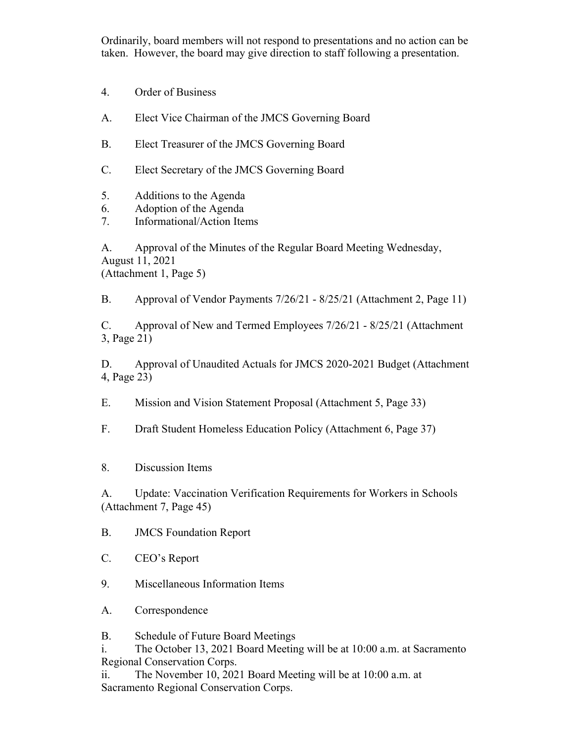Ordinarily, board members will not respond to presentations and no action can be taken. However, the board may give direction to staff following a presentation.

4. Order of Business

A. Elect Vice Chairman of the JMCS Governing Board

B. Elect Treasurer of the JMCS Governing Board

C. Elect Secretary of the JMCS Governing Board

5. Additions to the Agenda
6. Adoption of the Agenda
7. Informational/Action Items

A. Approval of the Minutes of the Regular Board Meeting Wednesday, August 11, 2021
(Attachment 1, Page 5)

B. Approval of Vendor Payments 7/26/21 - 8/25/21 (Attachment 2, Page 11)

C. Approval of New and Termed Employees 7/26/21 - 8/25/21 (Attachment 3, Page 21)

D. Approval of Unaudited Actuals for JMCS 2020-2021 Budget (Attachment 4, Page 23)

E. Mission and Vision Statement Proposal (Attachment 5, Page 33)

F. Draft Student Homeless Education Policy (Attachment 6, Page 37)

8. Discussion Items

A. Update: Vaccination Verification Requirements for Workers in Schools (Attachment 7, Page 45)

B. JMCS Foundation Report

C. CEO's Report

9. Miscellaneous Information Items

A. Correspondence

B. Schedule of Future Board Meetings

i. The October 13, 2021 Board Meeting will be at 10:00 a.m. at Sacramento Regional Conservation Corps.

ii. The November 10, 2021 Board Meeting will be at 10:00 a.m. at Sacramento Regional Conservation Corps.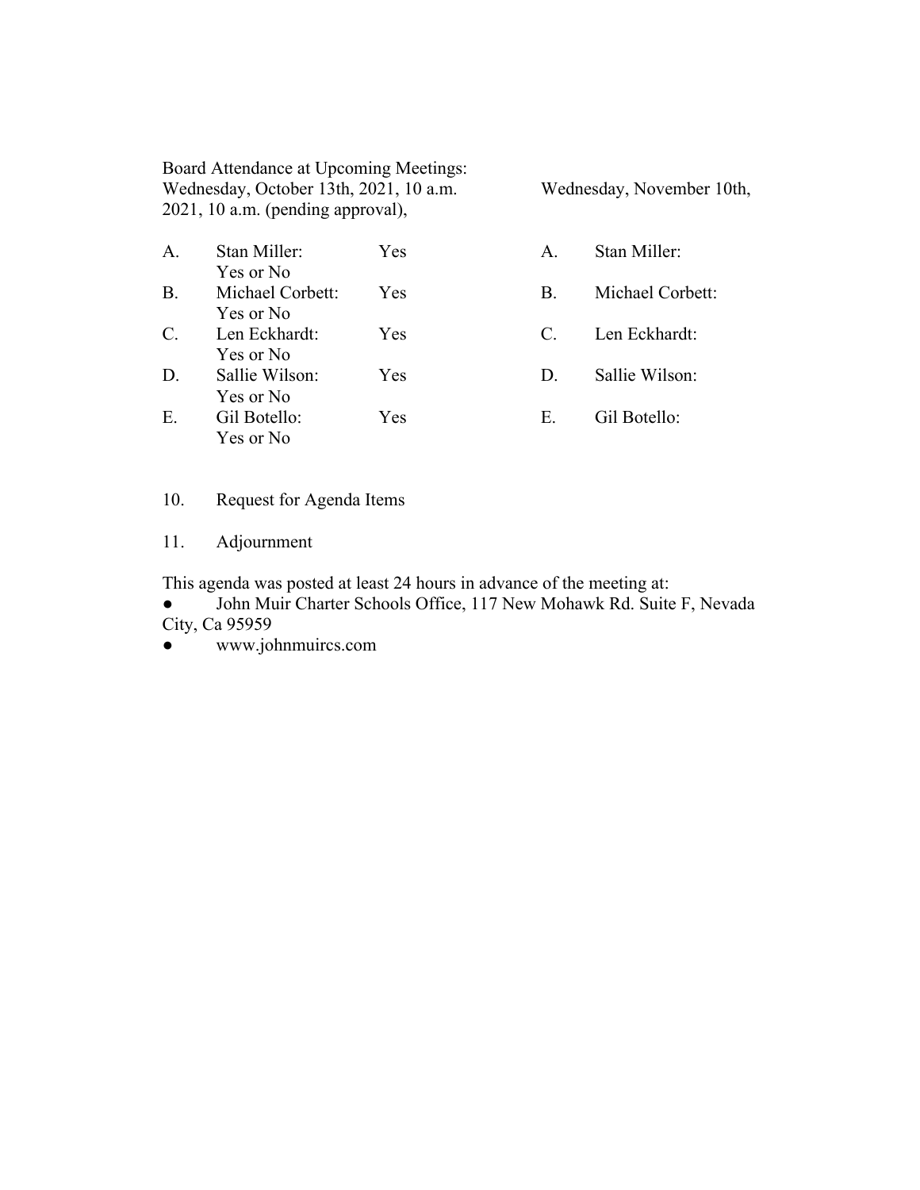Board Attendance at Upcoming Meetings:

Wednesday, October 13th, 2021, 10 a.m. Wednesday, November 10th, 2021, 10 a.m. (pending approval),

| | Wednesday, October 13th, 2021, 10 a.m. | | | Wednesday, November 10th, 2021, 10 a.m. (pending approval) |
|---|---|---|---|---|
| A. | Stan Miller: | Yes | A. | Stan Miller: Yes or No |
| B. | Michael Corbett: | Yes | B. | Michael Corbett: Yes or No |
| C. | Len Eckhardt: | Yes | C. | Len Eckhardt: Yes or No |
| D. | Sallie Wilson: | Yes | D. | Sallie Wilson: Yes or No |
| E. | Gil Botello: | Yes | E. | Gil Botello: Yes or No |

10. Request for Agenda Items

11. Adjournment

This agenda was posted at least 24 hours in advance of the meeting at:

- John Muir Charter Schools Office, 117 New Mohawk Rd. Suite F, Nevada City, Ca 95959
- www.johnmuircs.com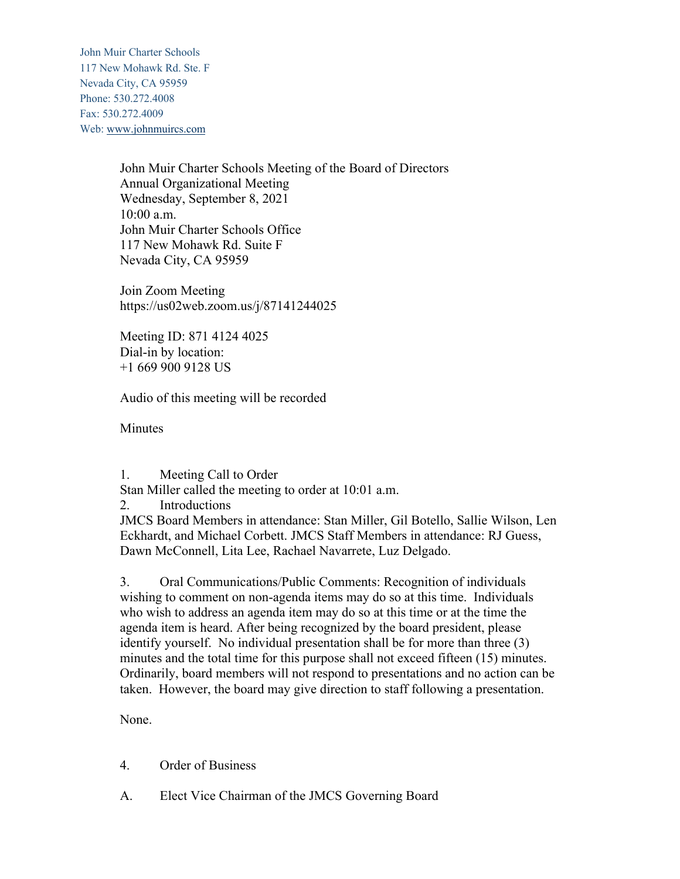John Muir Charter Schools
117 New Mohawk Rd. Ste. F
Nevada City, CA 95959
Phone: 530.272.4008
Fax: 530.272.4009
Web: www.johnmuircs.com

John Muir Charter Schools Meeting of the Board of Directors
Annual Organizational Meeting
Wednesday, September 8, 2021
10:00 a.m.
John Muir Charter Schools Office
117 New Mohawk Rd. Suite F
Nevada City, CA 95959

Join Zoom Meeting
https://us02web.zoom.us/j/87141244025

Meeting ID: 871 4124 4025
Dial-in by location:
+1 669 900 9128 US

Audio of this meeting will be recorded

Minutes

1. Meeting Call to Order

Stan Miller called the meeting to order at 10:01 a.m.

2. Introductions

JMCS Board Members in attendance: Stan Miller, Gil Botello, Sallie Wilson, Len Eckhardt, and Michael Corbett. JMCS Staff Members in attendance: RJ Guess, Dawn McConnell, Lita Lee, Rachael Navarrete, Luz Delgado.

3. Oral Communications/Public Comments: Recognition of individuals wishing to comment on non-agenda items may do so at this time. Individuals who wish to address an agenda item may do so at this time or at the time the agenda item is heard. After being recognized by the board president, please identify yourself. No individual presentation shall be for more than three (3) minutes and the total time for this purpose shall not exceed fifteen (15) minutes. Ordinarily, board members will not respond to presentations and no action can be taken. However, the board may give direction to staff following a presentation.

None.

4. Order of Business

A. Elect Vice Chairman of the JMCS Governing Board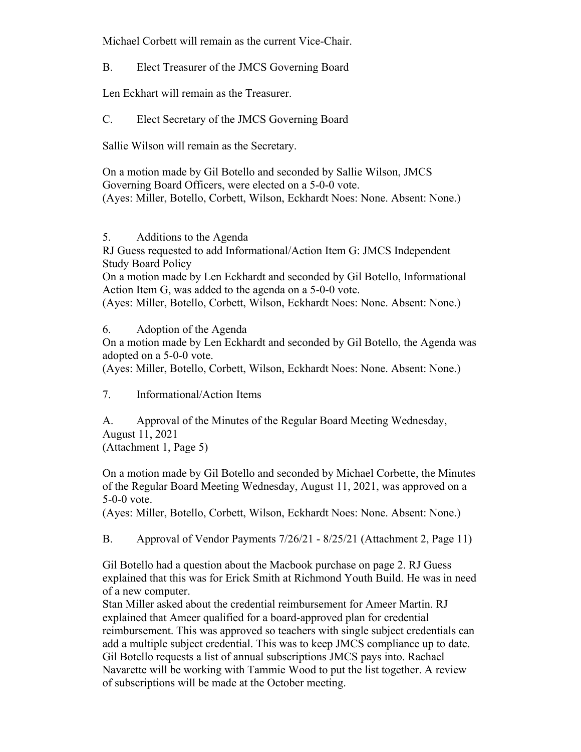Michael Corbett will remain as the current Vice-Chair.

B. Elect Treasurer of the JMCS Governing Board

Len Eckhart will remain as the Treasurer.

C. Elect Secretary of the JMCS Governing Board

Sallie Wilson will remain as the Secretary.

On a motion made by Gil Botello and seconded by Sallie Wilson, JMCS Governing Board Officers, were elected on a 5-0-0 vote.
(Ayes: Miller, Botello, Corbett, Wilson, Eckhardt Noes: None. Absent: None.)

5. Additions to the Agenda

RJ Guess requested to add Informational/Action Item G: JMCS Independent Study Board Policy

On a motion made by Len Eckhardt and seconded by Gil Botello, Informational Action Item G, was added to the agenda on a 5-0-0 vote.
(Ayes: Miller, Botello, Corbett, Wilson, Eckhardt Noes: None. Absent: None.)

6. Adoption of the Agenda

On a motion made by Len Eckhardt and seconded by Gil Botello, the Agenda was adopted on a 5-0-0 vote.
(Ayes: Miller, Botello, Corbett, Wilson, Eckhardt Noes: None. Absent: None.)

7. Informational/Action Items

A. Approval of the Minutes of the Regular Board Meeting Wednesday, August 11, 2021
(Attachment 1, Page 5)

On a motion made by Gil Botello and seconded by Michael Corbette, the Minutes of the Regular Board Meeting Wednesday, August 11, 2021, was approved on a 5-0-0 vote.
(Ayes: Miller, Botello, Corbett, Wilson, Eckhardt Noes: None. Absent: None.)

B. Approval of Vendor Payments 7/26/21 - 8/25/21 (Attachment 2, Page 11)

Gil Botello had a question about the Macbook purchase on page 2. RJ Guess explained that this was for Erick Smith at Richmond Youth Build. He was in need of a new computer.

Stan Miller asked about the credential reimbursement for Ameer Martin. RJ explained that Ameer qualified for a board-approved plan for credential reimbursement. This was approved so teachers with single subject credentials can add a multiple subject credential. This was to keep JMCS compliance up to date.

Gil Botello requests a list of annual subscriptions JMCS pays into. Rachael Navarette will be working with Tammie Wood to put the list together. A review of subscriptions will be made at the October meeting.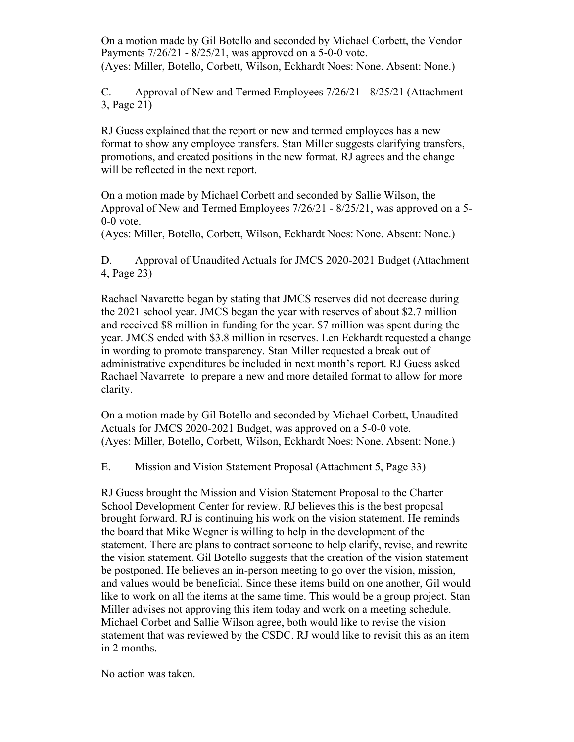On a motion made by Gil Botello and seconded by Michael Corbett, the Vendor Payments 7/26/21 - 8/25/21, was approved on a 5-0-0 vote.
(Ayes: Miller, Botello, Corbett, Wilson, Eckhardt Noes: None. Absent: None.)

C. Approval of New and Termed Employees 7/26/21 - 8/25/21 (Attachment 3, Page 21)

RJ Guess explained that the report or new and termed employees has a new format to show any employee transfers. Stan Miller suggests clarifying transfers, promotions, and created positions in the new format. RJ agrees and the change will be reflected in the next report.

On a motion made by Michael Corbett and seconded by Sallie Wilson, the Approval of New and Termed Employees 7/26/21 - 8/25/21, was approved on a 5-0-0 vote.
(Ayes: Miller, Botello, Corbett, Wilson, Eckhardt Noes: None. Absent: None.)

D. Approval of Unaudited Actuals for JMCS 2020-2021 Budget (Attachment 4, Page 23)

Rachael Navarette began by stating that JMCS reserves did not decrease during the 2021 school year. JMCS began the year with reserves of about $2.7 million and received $8 million in funding for the year. $7 million was spent during the year. JMCS ended with $3.8 million in reserves. Len Eckhardt requested a change in wording to promote transparency. Stan Miller requested a break out of administrative expenditures be included in next month's report. RJ Guess asked Rachael Navarrete to prepare a new and more detailed format to allow for more clarity.

On a motion made by Gil Botello and seconded by Michael Corbett, Unaudited Actuals for JMCS 2020-2021 Budget, was approved on a 5-0-0 vote.
(Ayes: Miller, Botello, Corbett, Wilson, Eckhardt Noes: None. Absent: None.)

E. Mission and Vision Statement Proposal (Attachment 5, Page 33)

RJ Guess brought the Mission and Vision Statement Proposal to the Charter School Development Center for review. RJ believes this is the best proposal brought forward. RJ is continuing his work on the vision statement. He reminds the board that Mike Wegner is willing to help in the development of the statement. There are plans to contract someone to help clarify, revise, and rewrite the vision statement. Gil Botello suggests that the creation of the vision statement be postponed. He believes an in-person meeting to go over the vision, mission, and values would be beneficial. Since these items build on one another, Gil would like to work on all the items at the same time. This would be a group project. Stan Miller advises not approving this item today and work on a meeting schedule. Michael Corbet and Sallie Wilson agree, both would like to revise the vision statement that was reviewed by the CSDC. RJ would like to revisit this as an item in 2 months.

No action was taken.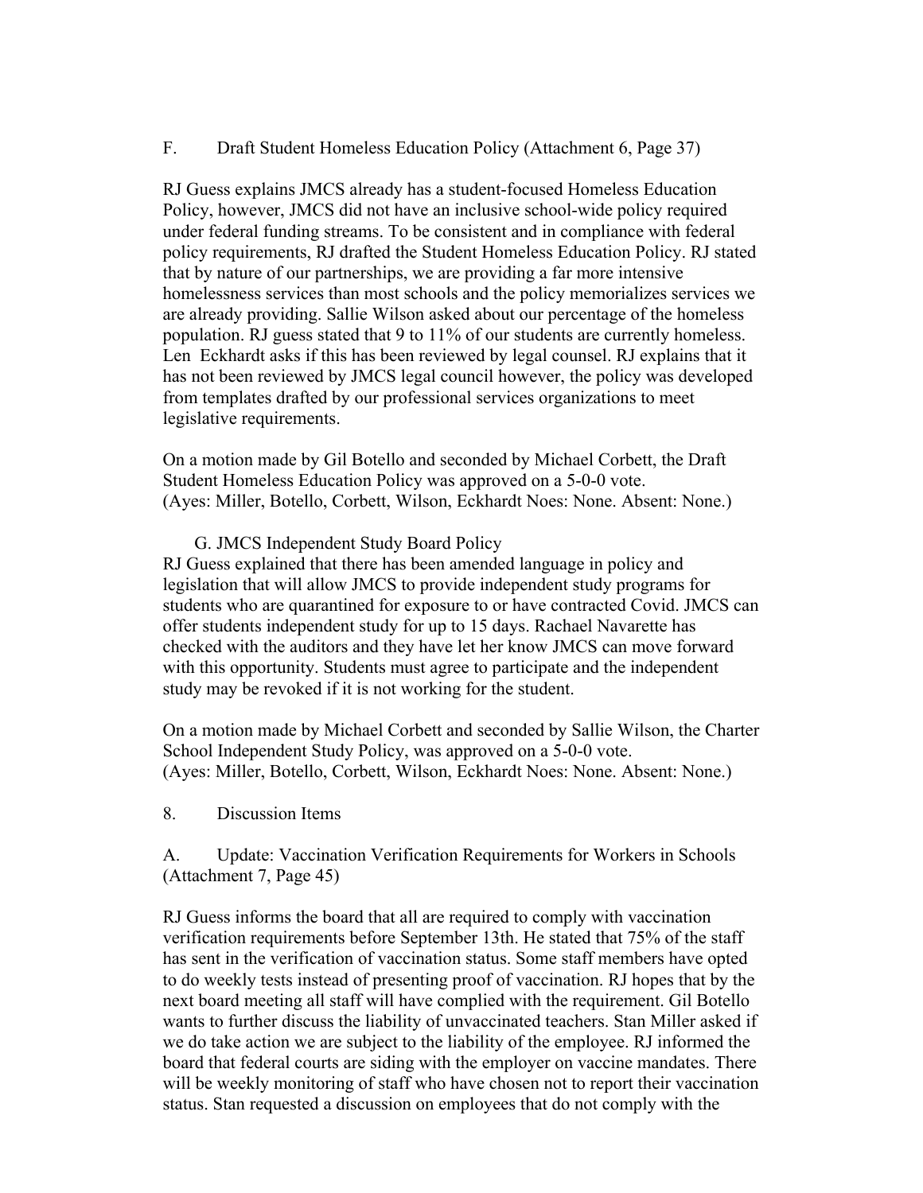F. Draft Student Homeless Education Policy (Attachment 6, Page 37)

RJ Guess explains JMCS already has a student-focused Homeless Education Policy, however, JMCS did not have an inclusive school-wide policy required under federal funding streams. To be consistent and in compliance with federal policy requirements, RJ drafted the Student Homeless Education Policy. RJ stated that by nature of our partnerships, we are providing a far more intensive homelessness services than most schools and the policy memorializes services we are already providing. Sallie Wilson asked about our percentage of the homeless population. RJ guess stated that 9 to 11% of our students are currently homeless. Len  Eckhardt asks if this has been reviewed by legal counsel. RJ explains that it has not been reviewed by JMCS legal council however, the policy was developed from templates drafted by our professional services organizations to meet legislative requirements.

On a motion made by Gil Botello and seconded by Michael Corbett, the Draft Student Homeless Education Policy was approved on a 5-0-0 vote.
(Ayes: Miller, Botello, Corbett, Wilson, Eckhardt Noes: None. Absent: None.)

G. JMCS Independent Study Board Policy

RJ Guess explained that there has been amended language in policy and legislation that will allow JMCS to provide independent study programs for students who are quarantined for exposure to or have contracted Covid. JMCS can offer students independent study for up to 15 days. Rachael Navarette has checked with the auditors and they have let her know JMCS can move forward with this opportunity. Students must agree to participate and the independent study may be revoked if it is not working for the student.

On a motion made by Michael Corbett and seconded by Sallie Wilson, the Charter School Independent Study Policy, was approved on a 5-0-0 vote.
(Ayes: Miller, Botello, Corbett, Wilson, Eckhardt Noes: None. Absent: None.)

8. Discussion Items

A. Update: Vaccination Verification Requirements for Workers in Schools (Attachment 7, Page 45)

RJ Guess informs the board that all are required to comply with vaccination verification requirements before September 13th. He stated that 75% of the staff has sent in the verification of vaccination status. Some staff members have opted to do weekly tests instead of presenting proof of vaccination. RJ hopes that by the next board meeting all staff will have complied with the requirement. Gil Botello wants to further discuss the liability of unvaccinated teachers. Stan Miller asked if we do take action we are subject to the liability of the employee. RJ informed the board that federal courts are siding with the employer on vaccine mandates. There will be weekly monitoring of staff who have chosen not to report their vaccination status. Stan requested a discussion on employees that do not comply with the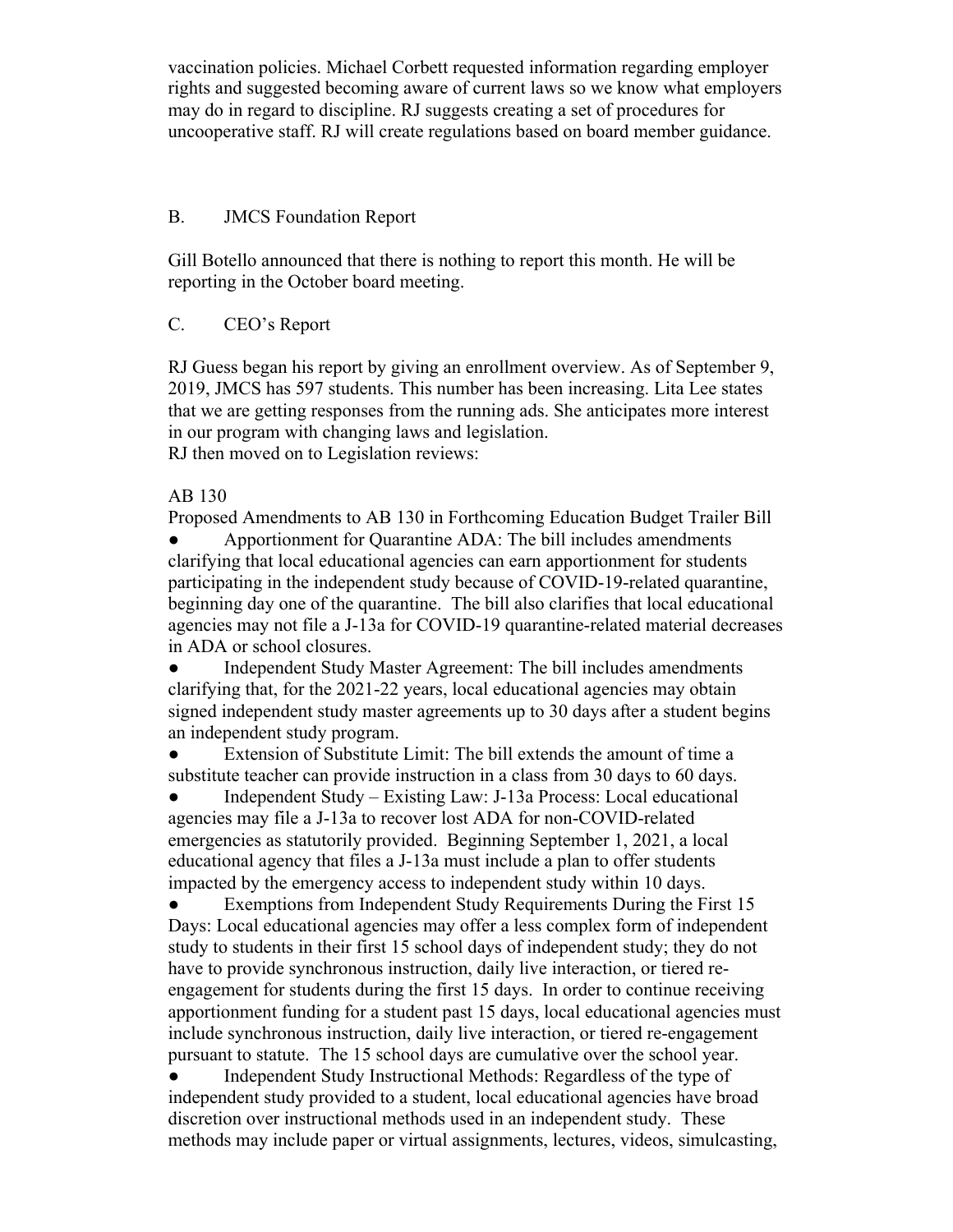vaccination policies. Michael Corbett requested information regarding employer rights and suggested becoming aware of current laws so we know what employers may do in regard to discipline. RJ suggests creating a set of procedures for uncooperative staff. RJ will create regulations based on board member guidance.

B. JMCS Foundation Report

Gill Botello announced that there is nothing to report this month. He will be reporting in the October board meeting.

C. CEO's Report

RJ Guess began his report by giving an enrollment overview. As of September 9, 2019, JMCS has 597 students. This number has been increasing. Lita Lee states that we are getting responses from the running ads. She anticipates more interest in our program with changing laws and legislation.
RJ then moved on to Legislation reviews:

AB 130

Proposed Amendments to AB 130 in Forthcoming Education Budget Trailer Bill

- Apportionment for Quarantine ADA: The bill includes amendments clarifying that local educational agencies can earn apportionment for students participating in the independent study because of COVID-19-related quarantine, beginning day one of the quarantine. The bill also clarifies that local educational agencies may not file a J-13a for COVID-19 quarantine-related material decreases in ADA or school closures.
- Independent Study Master Agreement: The bill includes amendments clarifying that, for the 2021-22 years, local educational agencies may obtain signed independent study master agreements up to 30 days after a student begins an independent study program.
- Extension of Substitute Limit: The bill extends the amount of time a substitute teacher can provide instruction in a class from 30 days to 60 days.
- Independent Study – Existing Law: J-13a Process: Local educational agencies may file a J-13a to recover lost ADA for non-COVID-related emergencies as statutorily provided. Beginning September 1, 2021, a local educational agency that files a J-13a must include a plan to offer students impacted by the emergency access to independent study within 10 days.
- Exemptions from Independent Study Requirements During the First 15 Days: Local educational agencies may offer a less complex form of independent study to students in their first 15 school days of independent study; they do not have to provide synchronous instruction, daily live interaction, or tiered re-engagement for students during the first 15 days. In order to continue receiving apportionment funding for a student past 15 days, local educational agencies must include synchronous instruction, daily live interaction, or tiered re-engagement pursuant to statute. The 15 school days are cumulative over the school year.
- Independent Study Instructional Methods: Regardless of the type of independent study provided to a student, local educational agencies have broad discretion over instructional methods used in an independent study. These methods may include paper or virtual assignments, lectures, videos, simulcasting,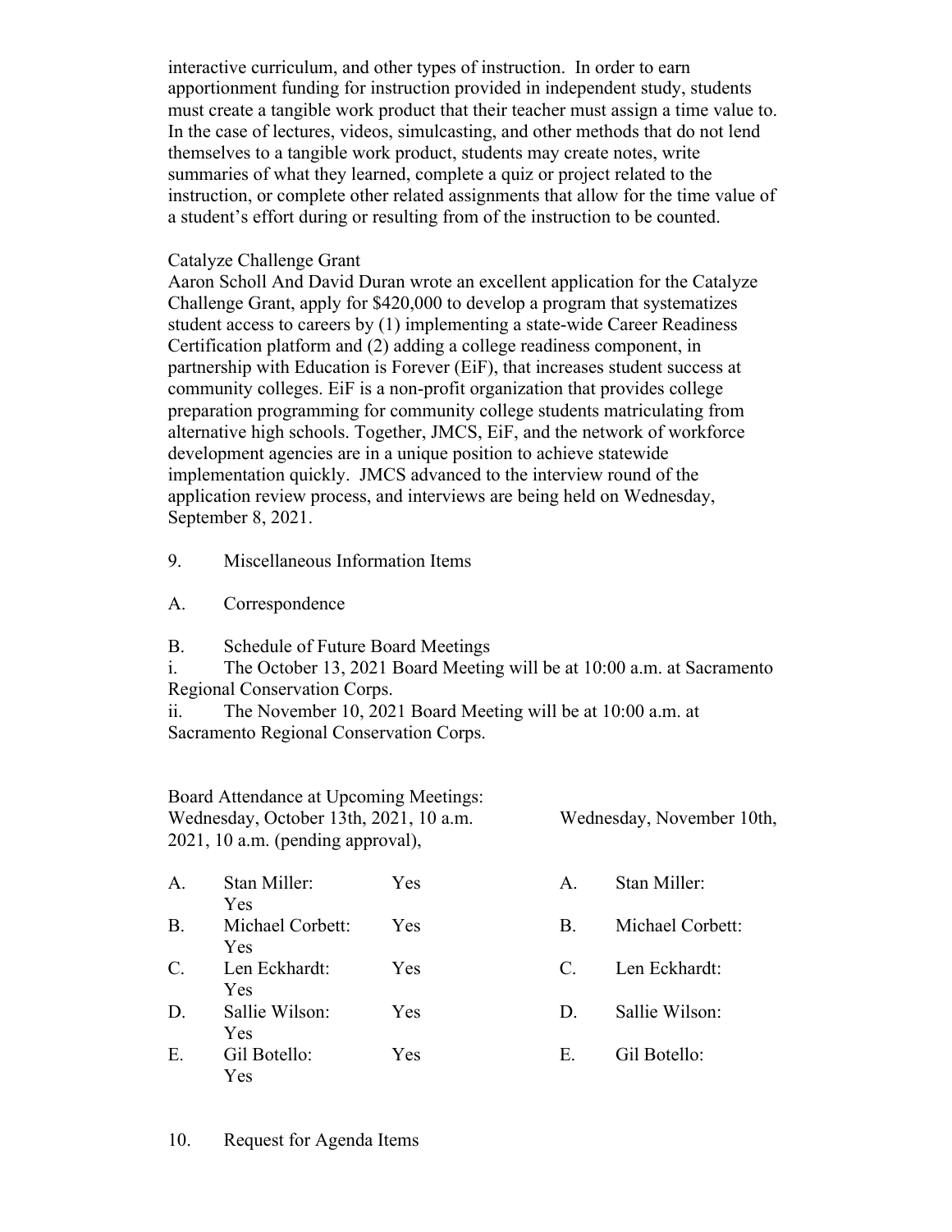interactive curriculum, and other types of instruction. In order to earn apportionment funding for instruction provided in independent study, students must create a tangible work product that their teacher must assign a time value to. In the case of lectures, videos, simulcasting, and other methods that do not lend themselves to a tangible work product, students may create notes, write summaries of what they learned, complete a quiz or project related to the instruction, or complete other related assignments that allow for the time value of a student's effort during or resulting from of the instruction to be counted.

Catalyze Challenge Grant

Aaron Scholl And David Duran wrote an excellent application for the Catalyze Challenge Grant, apply for $420,000 to develop a program that systematizes student access to careers by (1) implementing a state-wide Career Readiness Certification platform and (2) adding a college readiness component, in partnership with Education is Forever (EiF), that increases student success at community colleges. EiF is a non-profit organization that provides college preparation programming for community college students matriculating from alternative high schools. Together, JMCS, EiF, and the network of workforce development agencies are in a unique position to achieve statewide implementation quickly. JMCS advanced to the interview round of the application review process, and interviews are being held on Wednesday, September 8, 2021.

9. Miscellaneous Information Items

A. Correspondence

B. Schedule of Future Board Meetings

i. The October 13, 2021 Board Meeting will be at 10:00 a.m. at Sacramento Regional Conservation Corps.

ii. The November 10, 2021 Board Meeting will be at 10:00 a.m. at Sacramento Regional Conservation Corps.

Board Attendance at Upcoming Meetings:

Wednesday, October 13th, 2021, 10 a.m. Wednesday, November 10th, 2021, 10 a.m. (pending approval),

| | | October 13th | | | November 10th |
|---|---|---|---|---|---|
| A. | Stan Miller: | Yes | A. | Stan Miller: | Yes |
| B. | Michael Corbett: | Yes | B. | Michael Corbett: | Yes |
| C. | Len Eckhardt: | Yes | C. | Len Eckhardt: | Yes |
| D. | Sallie Wilson: | Yes | D. | Sallie Wilson: | Yes |
| E. | Gil Botello: | Yes | E. | Gil Botello: | Yes |

10. Request for Agenda Items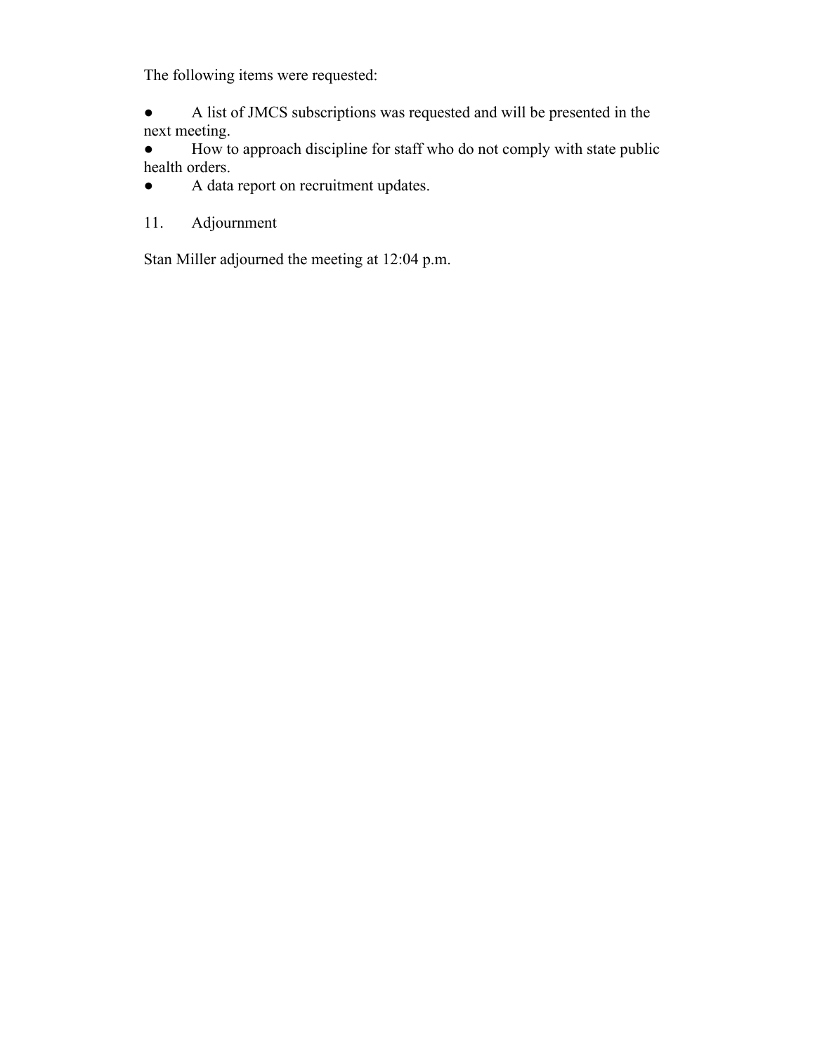The following items were requested:

- A list of JMCS subscriptions was requested and will be presented in the next meeting.
- How to approach discipline for staff who do not comply with state public health orders.
- A data report on recruitment updates.

11. Adjournment

Stan Miller adjourned the meeting at 12:04 p.m.